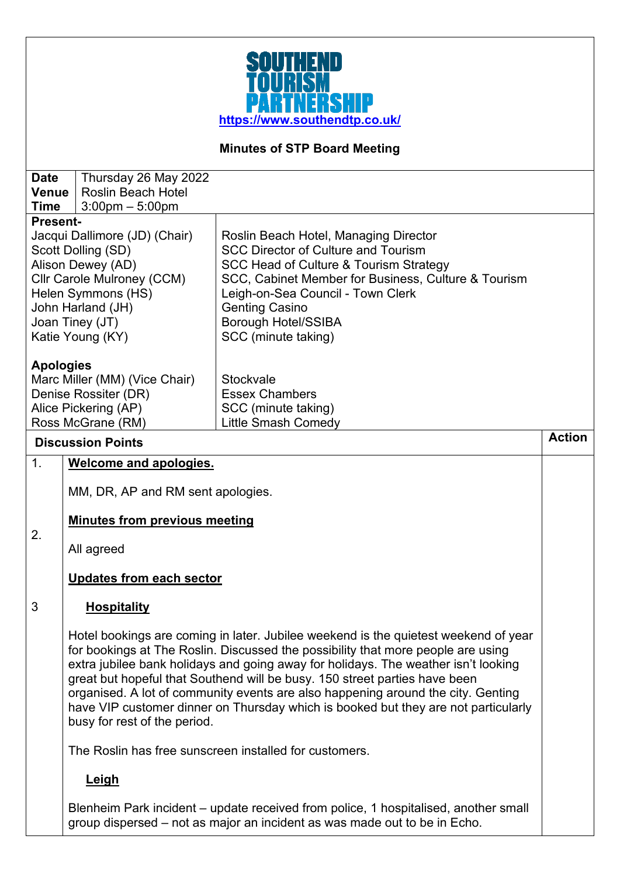**SOUTHEND TOURISM PARTNERSHIP**

https://www.southendtp.co.uk/

**Minutes of STP Board Meeting**

| | |
|---|---|
| **Date** | Thursday 26 May 2022 |
| **Venue** | Roslin Beach Hotel |
| **Time** | 3:00pm – 5:00pm |

**Present-**

| | |
|---|---|
| Jacqui Dallimore (JD) (Chair) | Roslin Beach Hotel, Managing Director |
| Scott Dolling (SD) | SCC Director of Culture and Tourism |
| Alison Dewey (AD) | SCC Head of Culture & Tourism Strategy |
| Cllr Carole Mulroney (CCM) | SCC, Cabinet Member for Business, Culture & Tourism |
| Helen Symmons (HS) | Leigh-on-Sea Council - Town Clerk |
| John Harland (JH) | Genting Casino |
| Joan Tiney (JT) | Borough Hotel/SSIBA |
| Katie Young (KY) | SCC (minute taking) |

**Apologies**

| | |
|---|---|
| Marc Miller (MM) (Vice Chair) | Stockvale |
| Denise Rossiter (DR) | Essex Chambers |
| Alice Pickering (AP) | SCC (minute taking) |
| Ross McGrane (RM) | Little Smash Comedy |

| | Discussion Points | Action |
|---|---|---|

1. **Welcome and apologies.**

   MM, DR, AP and RM sent apologies.

2. **Minutes from previous meeting**

   All agreed

**Updates from each sector**

3. **Hospitality**

Hotel bookings are coming in later. Jubilee weekend is the quietest weekend of year for bookings at The Roslin. Discussed the possibility that more people are using extra jubilee bank holidays and going away for holidays. The weather isn't looking great but hopeful that Southend will be busy. 150 street parties have been organised. A lot of community events are also happening around the city. Genting have VIP customer dinner on Thursday which is booked but they are not particularly busy for rest of the period.

The Roslin has free sunscreen installed for customers.

**Leigh**

Blenheim Park incident – update received from police, 1 hospitalised, another small group dispersed – not as major an incident as was made out to be in Echo.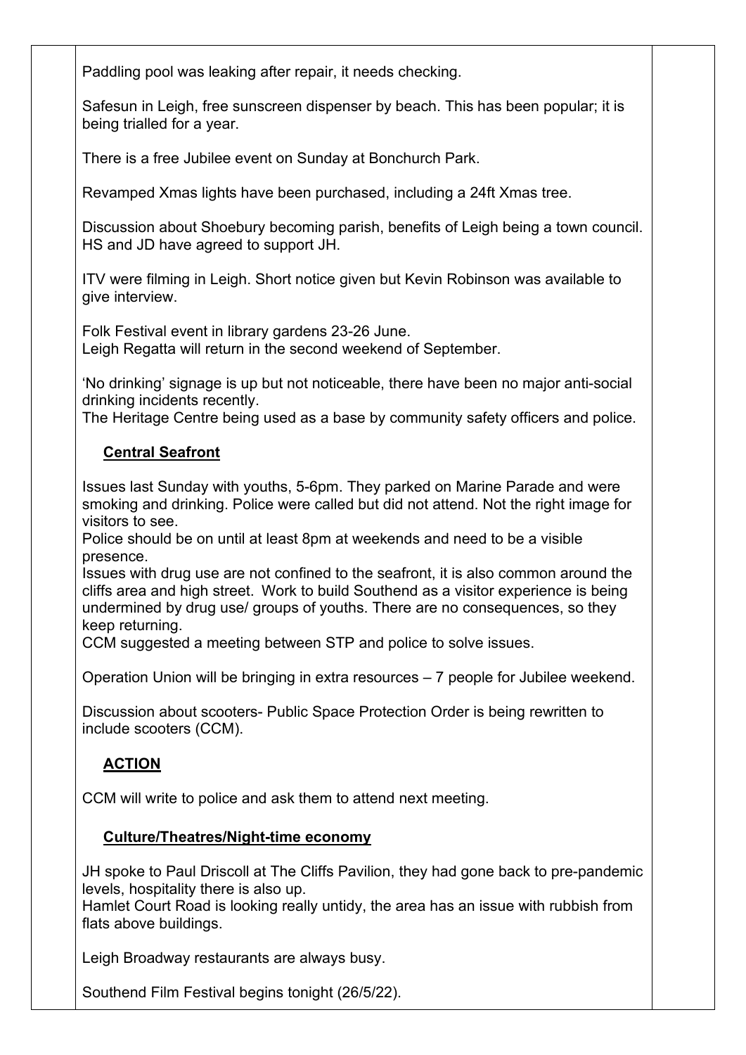Paddling pool was leaking after repair, it needs checking.

Safesun in Leigh, free sunscreen dispenser by beach. This has been popular; it is being trialled for a year.

There is a free Jubilee event on Sunday at Bonchurch Park.

Revamped Xmas lights have been purchased, including a 24ft Xmas tree.

Discussion about Shoebury becoming parish, benefits of Leigh being a town council. HS and JD have agreed to support JH.

ITV were filming in Leigh. Short notice given but Kevin Robinson was available to give interview.

Folk Festival event in library gardens 23-26 June.
Leigh Regatta will return in the second weekend of September.

'No drinking' signage is up but not noticeable, there have been no major anti-social drinking incidents recently.
The Heritage Centre being used as a base by community safety officers and police.

**Central Seafront**

Issues last Sunday with youths, 5-6pm. They parked on Marine Parade and were smoking and drinking. Police were called but did not attend. Not the right image for visitors to see.
Police should be on until at least 8pm at weekends and need to be a visible presence.
Issues with drug use are not confined to the seafront, it is also common around the cliffs area and high street. Work to build Southend as a visitor experience is being undermined by drug use/ groups of youths. There are no consequences, so they keep returning.
CCM suggested a meeting between STP and police to solve issues.

Operation Union will be bringing in extra resources – 7 people for Jubilee weekend.

Discussion about scooters- Public Space Protection Order is being rewritten to include scooters (CCM).

**ACTION**

CCM will write to police and ask them to attend next meeting.

**Culture/Theatres/Night-time economy**

JH spoke to Paul Driscoll at The Cliffs Pavilion, they had gone back to pre-pandemic levels, hospitality there is also up.
Hamlet Court Road is looking really untidy, the area has an issue with rubbish from flats above buildings.

Leigh Broadway restaurants are always busy.

Southend Film Festival begins tonight (26/5/22).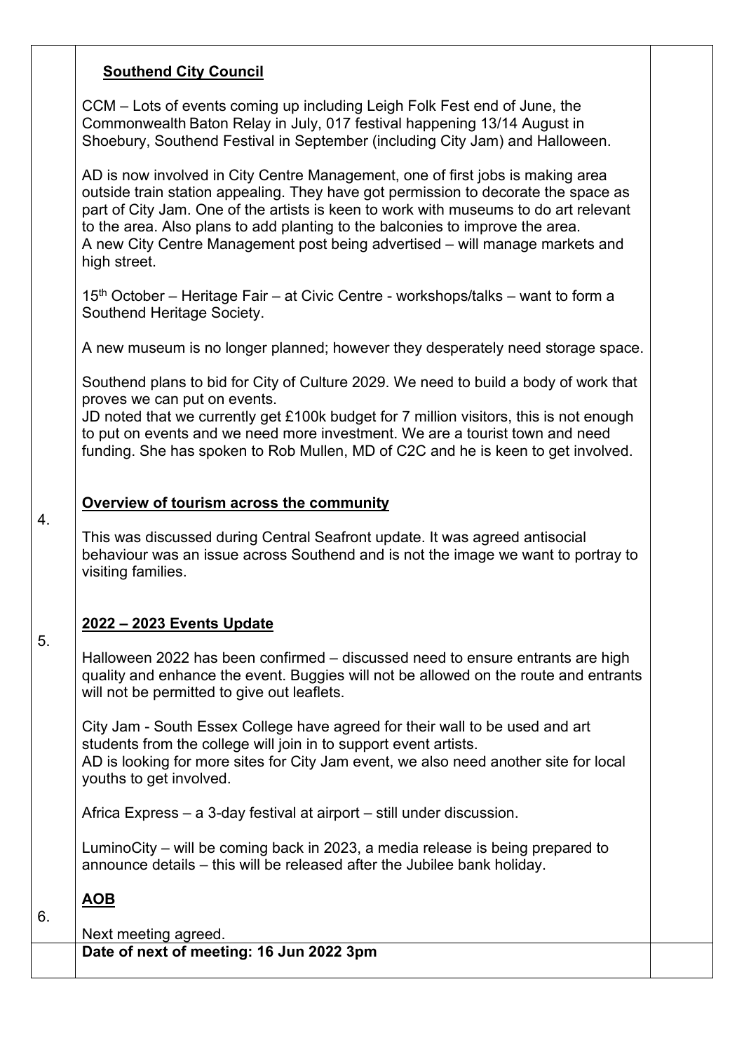**Southend City Council**

CCM – Lots of events coming up including Leigh Folk Fest end of June, the Commonwealth Baton Relay in July, 017 festival happening 13/14 August in Shoebury, Southend Festival in September (including City Jam) and Halloween.

AD is now involved in City Centre Management, one of first jobs is making area outside train station appealing. They have got permission to decorate the space as part of City Jam. One of the artists is keen to work with museums to do art relevant to the area. Also plans to add planting to the balconies to improve the area.
A new City Centre Management post being advertised – will manage markets and high street.

15th October – Heritage Fair – at Civic Centre - workshops/talks – want to form a Southend Heritage Society.

A new museum is no longer planned; however they desperately need storage space.

Southend plans to bid for City of Culture 2029. We need to build a body of work that proves we can put on events.
JD noted that we currently get £100k budget for 7 million visitors, this is not enough to put on events and we need more investment. We are a tourist town and need funding. She has spoken to Rob Mullen, MD of C2C and he is keen to get involved.

4. **Overview of tourism across the community**

This was discussed during Central Seafront update. It was agreed antisocial behaviour was an issue across Southend and is not the image we want to portray to visiting families.

5. **2022 – 2023 Events Update**

Halloween 2022 has been confirmed – discussed need to ensure entrants are high quality and enhance the event. Buggies will not be allowed on the route and entrants will not be permitted to give out leaflets.

City Jam - South Essex College have agreed for their wall to be used and art students from the college will join in to support event artists.
AD is looking for more sites for City Jam event, we also need another site for local youths to get involved.

Africa Express – a 3-day festival at airport – still under discussion.

LuminoCity – will be coming back in 2023, a media release is being prepared to announce details – this will be released after the Jubilee bank holiday.

6. **AOB**

Next meeting agreed.

**Date of next of meeting: 16 Jun 2022 3pm**